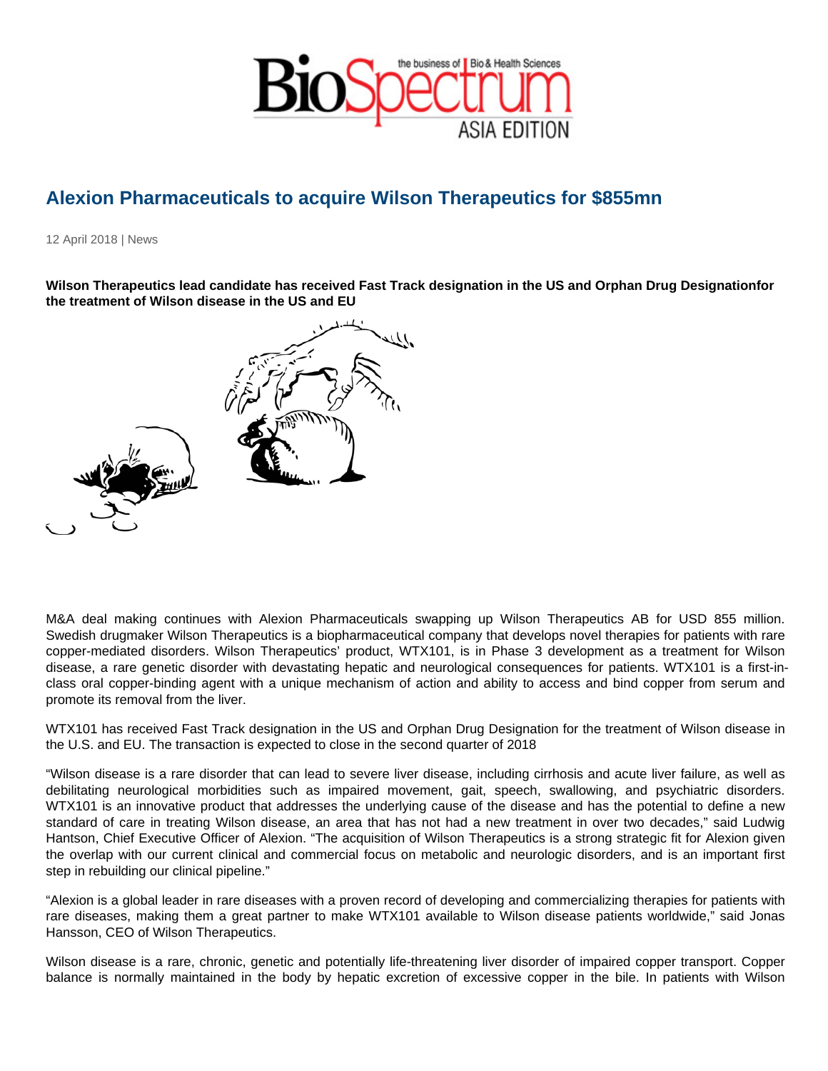# Alexion Pharmaceuticals to acquire Wilson Therapeutics for $855mn

12 April 2018 | News

**Wilson Therapeutics lead candidate has received Fast Track designation in the US and Orphan Drug Designationfor the treatment of Wilson disease in the US and EU**

M&A deal making continues with Alexion Pharmaceuticals swapping up Wilson Therapeutics AB for USD 855 million. Swedish drugmaker Wilson Therapeutics is a biopharmaceutical company that develops novel therapies for patients with rare copper-mediated disorders. Wilson Therapeutics' product, WTX101, is in Phase 3 development as a treatment for Wilson disease, a rare genetic disorder with devastating hepatic and neurological consequences for patients. WTX101 is a first-in-class oral copper-binding agent with a unique mechanism of action and ability to access and bind copper from serum and promote its removal from the liver.

WTX101 has received Fast Track designation in the US and Orphan Drug Designation for the treatment of Wilson disease in the U.S. and EU. The transaction is expected to close in the second quarter of 2018

"Wilson disease is a rare disorder that can lead to severe liver disease, including cirrhosis and acute liver failure, as well as debilitating neurological morbidities such as impaired movement, gait, speech, swallowing, and psychiatric disorders. WTX101 is an innovative product that addresses the underlying cause of the disease and has the potential to define a new standard of care in treating Wilson disease, an area that has not had a new treatment in over two decades," said Ludwig Hantson, Chief Executive Officer of Alexion. "The acquisition of Wilson Therapeutics is a strong strategic fit for Alexion given the overlap with our current clinical and commercial focus on metabolic and neurologic disorders, and is an important first step in rebuilding our clinical pipeline."

"Alexion is a global leader in rare diseases with a proven record of developing and commercializing therapies for patients with rare diseases, making them a great partner to make WTX101 available to Wilson disease patients worldwide," said Jonas Hansson, CEO of Wilson Therapeutics.

Wilson disease is a rare, chronic, genetic and potentially life-threatening liver disorder of impaired copper transport. Copper balance is normally maintained in the body by hepatic excretion of excessive copper in the bile. In patients with Wilson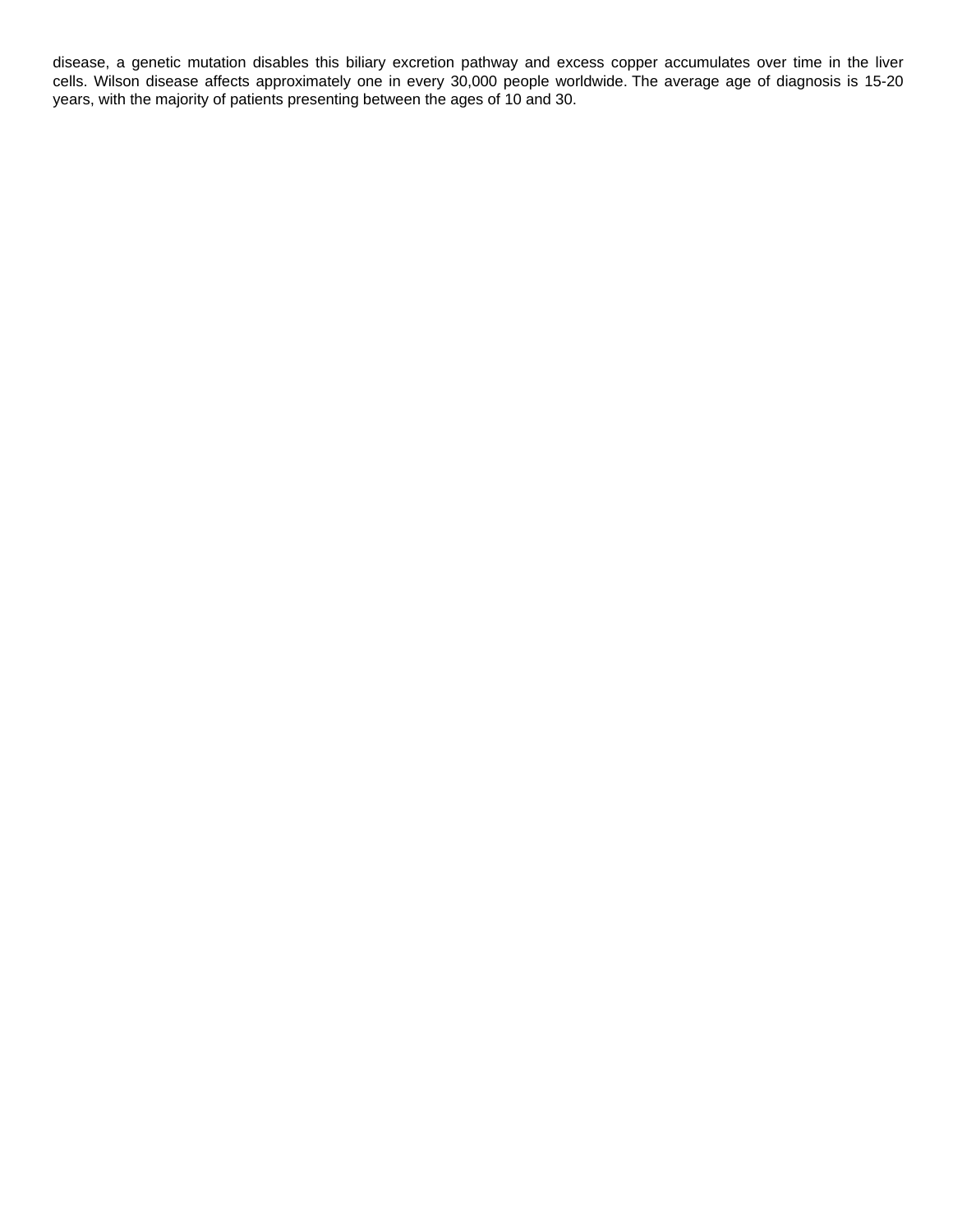disease, a genetic mutation disables this biliary excretion pathway and excess copper accumulates over time in the liver cells. Wilson disease affects approximately one in every 30,000 people worldwide. The average age of diagnosis is 15-20 years, with the majority of patients presenting between the ages of 10 and 30.